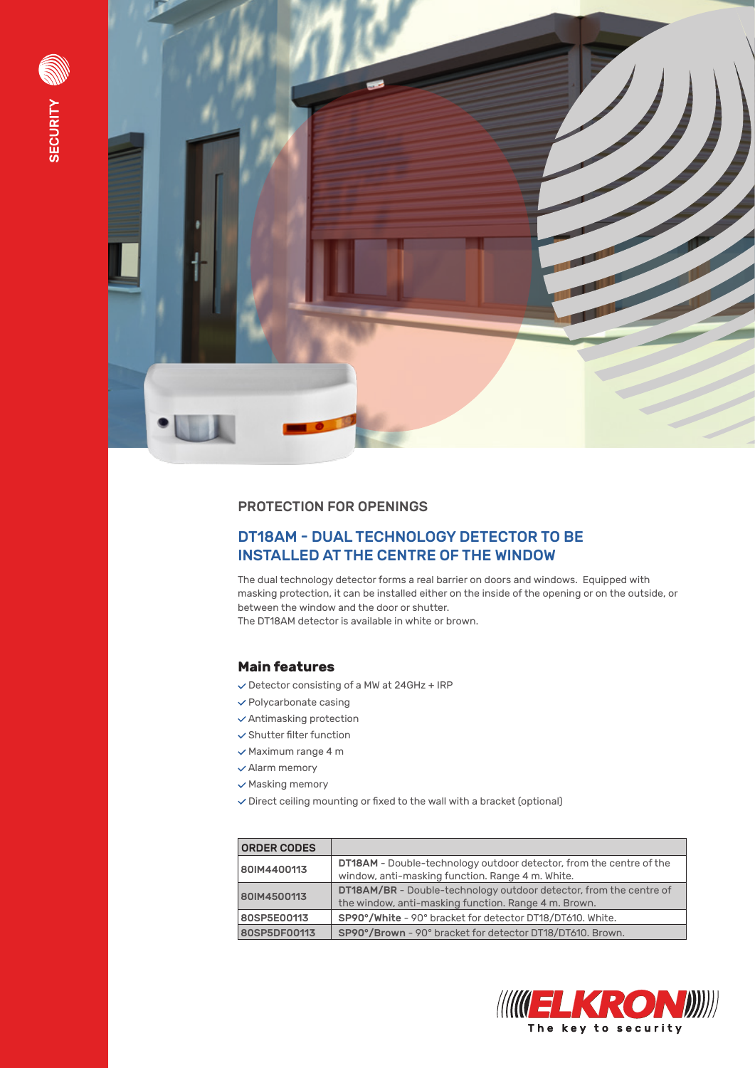SECURITY

PROTECTION FOR OPENINGS

## DT18AM - DUAL TECHNOLOGY DETECTOR TO BE INSTALLED AT THE CENTRE OF THE WINDOW

The dual technology detector forms a real barrier on doors and windows. Equipped with masking protection, it can be installed either on the inside of the opening or on the outside, or between the window and the door or shutter.
The DT18AM detector is available in white or brown.

### Main features

- Detector consisting of a MW at 24GHz + IRP
- Polycarbonate casing
- Antimasking protection
- Shutter filter function
- Maximum range 4 m
- Alarm memory
- Masking memory
- Direct ceiling mounting or fixed to the wall with a bracket (optional)

| ORDER CODES | |
|---|---|
| 80IM4400113 | **DT18AM** - Double-technology outdoor detector, from the centre of the window, anti-masking function. Range 4 m. White. |
| 80IM4500113 | **DT18AM/BR** - Double-technology outdoor detector, from the centre of the window, anti-masking function. Range 4 m. Brown. |
| 80SP5E00113 | **SP90°/White** - 90° bracket for detector DT18/DT610. White. |
| 80SP5DF00113 | **SP90°/Brown** - 90° bracket for detector DT18/DT610. Brown. |

ELKRON
The key to security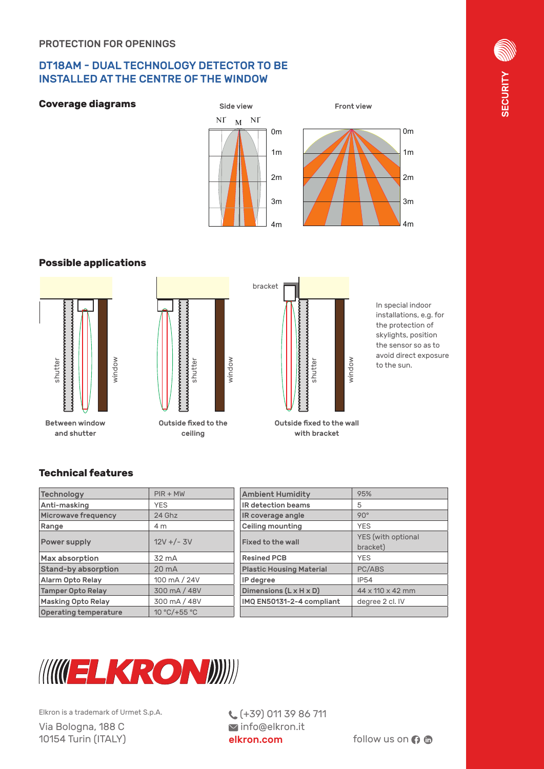PROTECTION FOR OPENINGS

## DT18AM - DUAL TECHNOLOGY DETECTOR TO BE INSTALLED AT THE CENTRE OF THE WINDOW

### Coverage diagrams

Side view

NΓ M NΓ

0m
1m
2m
3m
4m

Front view

0m
1m
2m
3m
4m

### Possible applications

shutter
window

Between window and shutter

shutter
window

Outside fixed to the ceiling

bracket
shutter
window

Outside fixed to the wall with bracket

In special indoor installations, e.g. for the protection of skylights, position the sensor so as to avoid direct exposure to the sun.

### Technical features

| | |
|---|---|
| Technology | PIR + MW |
| Anti-masking | YES |
| Microwave frequency | 24 Ghz |
| Range | 4 m |
| Power supply | 12V +/- 3V |
| Max absorption | 32 mA |
| Stand-by absorption | 20 mA |
| Alarm Opto Relay | 100 mA / 24V |
| Tamper Opto Relay | 300 mA / 48V |
| Masking Opto Relay | 300 mA / 48V |
| Operating temperature | 10 °C/+55 °C |

| | |
|---|---|
| Ambient Humidity | 95% |
| IR detection beams | 5 |
| IR coverage angle | 90° |
| Ceiling mounting | YES |
| Fixed to the wall | YES (with optional bracket) |
| Resined PCB | YES |
| Plastic Housing Material | PC/ABS |
| IP degree | IP54 |
| Dimensions (L x H x D) | 44 x 110 x 42 mm |
| IMQ EN50131-2-4 compliant | degree 2 cl. IV |
| | |

ELKRON

Elkron is a trademark of Urmet S.p.A.

Via Bologna, 188 C
10154 Turin (ITALY)

(+39) 011 39 86 711
info@elkron.it
elkron.com

follow us on